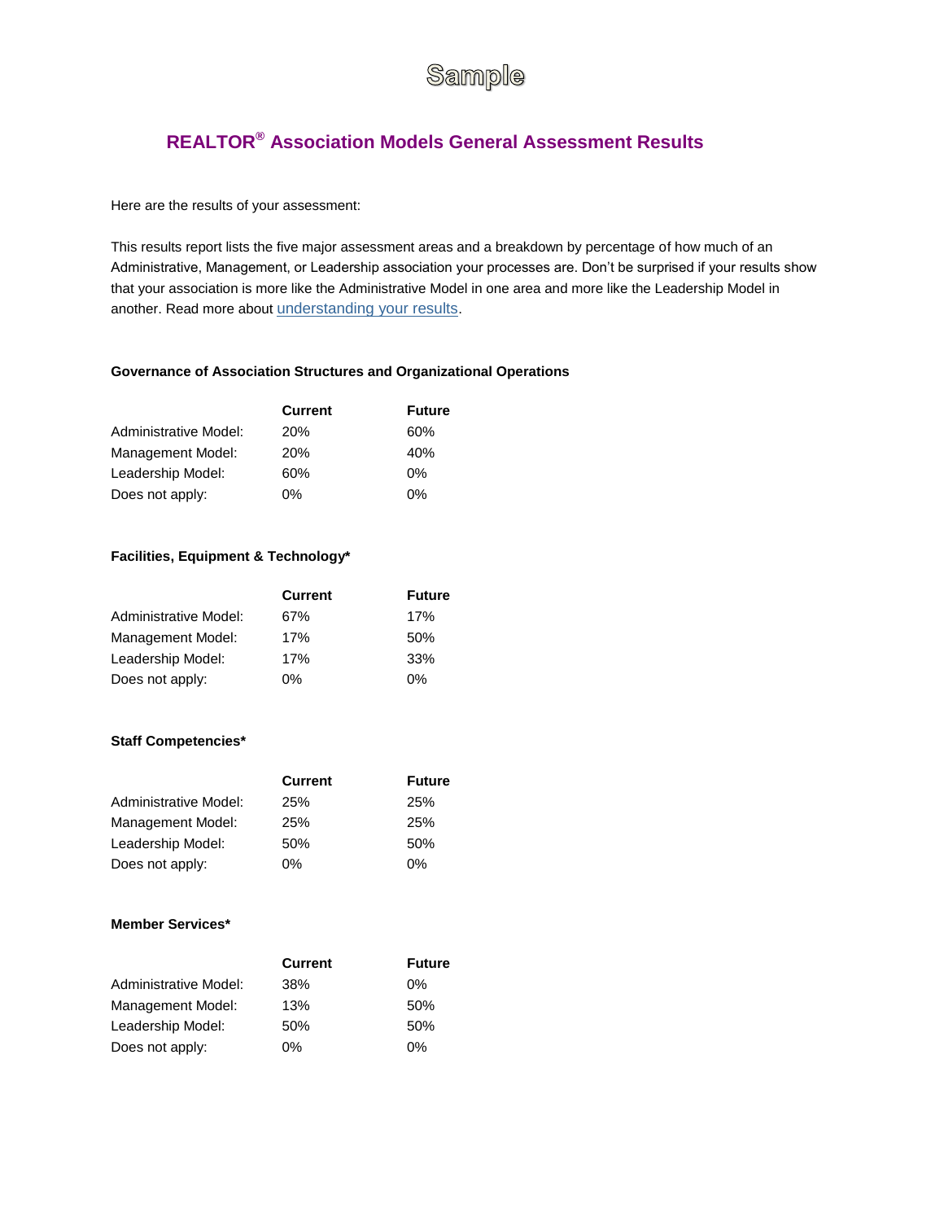Sample

# REALTOR® Association Models General Assessment Results

Here are the results of your assessment:

This results report lists the five major assessment areas and a breakdown by percentage of how much of an Administrative, Management, or Leadership association your processes are. Don't be surprised if your results show that your association is more like the Administrative Model in one area and more like the Leadership Model in another. Read more about understanding your results.

### Governance of Association Structures and Organizational Operations

| | Current | Future |
|---|---|---|
| Administrative Model: | 20% | 60% |
| Management Model: | 20% | 40% |
| Leadership Model: | 60% | 0% |
| Does not apply: | 0% | 0% |

### Facilities, Equipment & Technology*

| | Current | Future |
|---|---|---|
| Administrative Model: | 67% | 17% |
| Management Model: | 17% | 50% |
| Leadership Model: | 17% | 33% |
| Does not apply: | 0% | 0% |

### Staff Competencies*

| | Current | Future |
|---|---|---|
| Administrative Model: | 25% | 25% |
| Management Model: | 25% | 25% |
| Leadership Model: | 50% | 50% |
| Does not apply: | 0% | 0% |

### Member Services*

| | Current | Future |
|---|---|---|
| Administrative Model: | 38% | 0% |
| Management Model: | 13% | 50% |
| Leadership Model: | 50% | 50% |
| Does not apply: | 0% | 0% |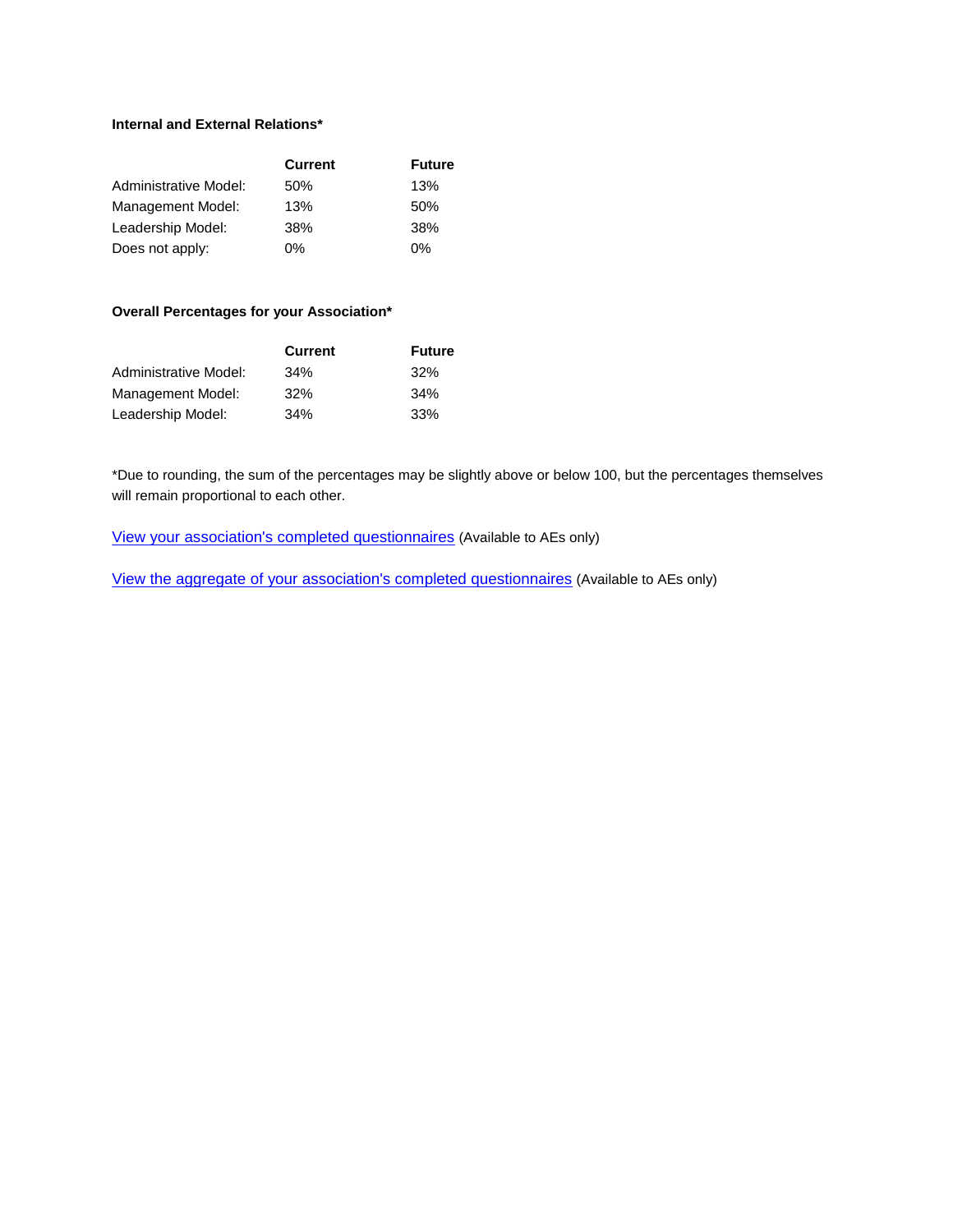**Internal and External Relations***

| | Current | Future |
|---|---|---|
| Administrative Model: | 50% | 13% |
| Management Model: | 13% | 50% |
| Leadership Model: | 38% | 38% |
| Does not apply: | 0% | 0% |

**Overall Percentages for your Association***

| | Current | Future |
|---|---|---|
| Administrative Model: | 34% | 32% |
| Management Model: | 32% | 34% |
| Leadership Model: | 34% | 33% |

*Due to rounding, the sum of the percentages may be slightly above or below 100, but the percentages themselves will remain proportional to each other.

View your association's completed questionnaires (Available to AEs only)

View the aggregate of your association's completed questionnaires (Available to AEs only)